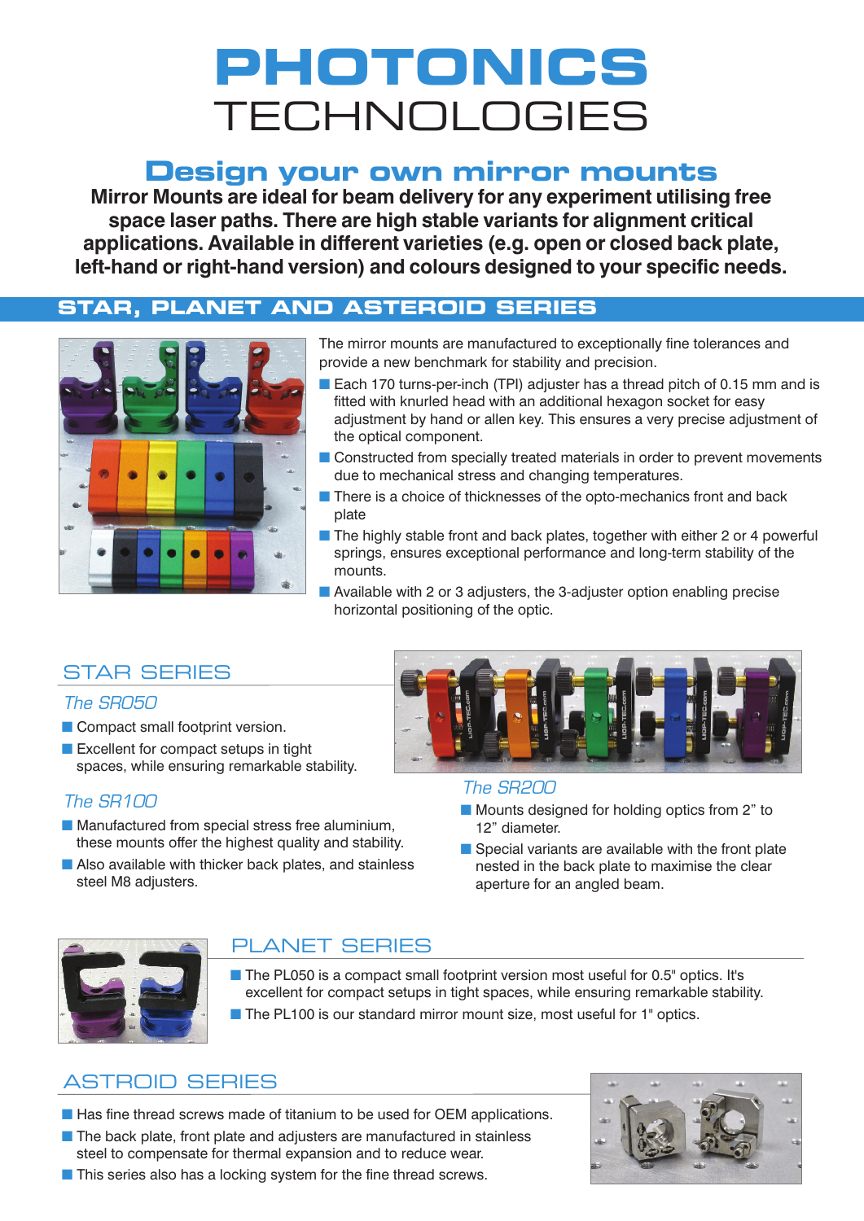# PHOTONICS TECHNOLOGIES

## Design your own mirror mounts

**Mirror Mounts are ideal for beam delivery for any experiment utilising free space laser paths. There are high stable variants for alignment critical applications. Available in different varieties (e.g. open or closed back plate, left-hand or right-hand version) and colours designed to your specific needs.**

## STAR, PLANET AND ASTEROID SERIES

The mirror mounts are manufactured to exceptionally fine tolerances and provide a new benchmark for stability and precision.

- Each 170 turns-per-inch (TPI) adjuster has a thread pitch of 0.15 mm and is fitted with knurled head with an additional hexagon socket for easy adjustment by hand or allen key. This ensures a very precise adjustment of the optical component.
- Constructed from specially treated materials in order to prevent movements due to mechanical stress and changing temperatures.
- There is a choice of thicknesses of the opto-mechanics front and back plate
- The highly stable front and back plates, together with either 2 or 4 powerful springs, ensures exceptional performance and long-term stability of the mounts.
- Available with 2 or 3 adjusters, the 3-adjuster option enabling precise horizontal positioning of the optic.

## STAR SERIES

### *The SR050*

- Compact small footprint version.
- Excellent for compact setups in tight spaces, while ensuring remarkable stability.

### *The SR100*

- Manufactured from special stress free aluminium, these mounts offer the highest quality and stability.
- Also available with thicker back plates, and stainless steel M8 adjusters.

### *The SR200*

- Mounts designed for holding optics from 2” to 12” diameter.
- Special variants are available with the front plate nested in the back plate to maximise the clear aperture for an angled beam.

## PLANET SERIES

- The PL050 is a compact small footprint version most useful for 0.5" optics. It's excellent for compact setups in tight spaces, while ensuring remarkable stability.
- The PL100 is our standard mirror mount size, most useful for 1" optics.

## ASTROID SERIES

- Has fine thread screws made of titanium to be used for OEM applications.
- The back plate, front plate and adjusters are manufactured in stainless steel to compensate for thermal expansion and to reduce wear.
- This series also has a locking system for the fine thread screws.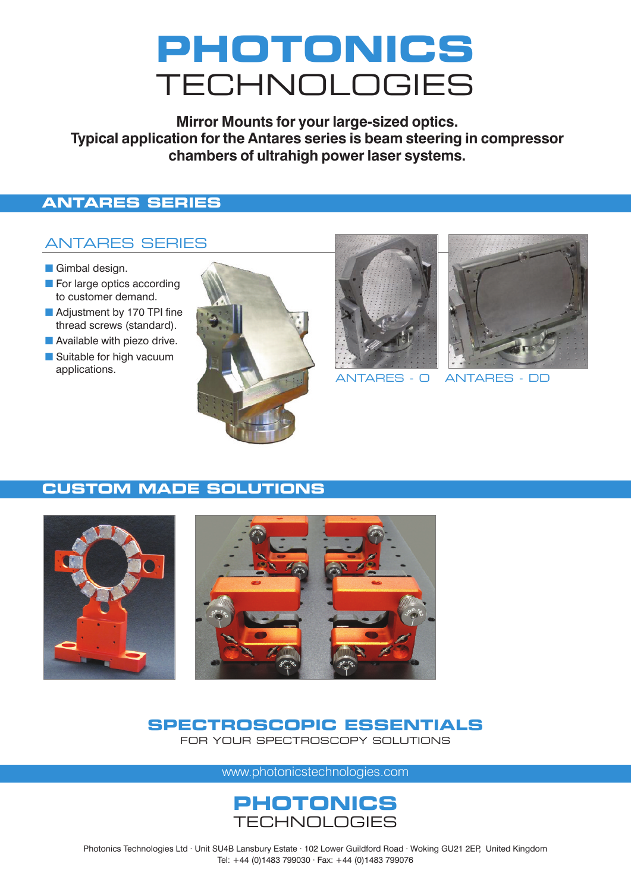# PHOTONICS TECHNOLOGIES

**Mirror Mounts for your large-sized optics.**
**Typical application for the Antares series is beam steering in compressor chambers of ultrahigh power laser systems.**

## ANTARES SERIES

### ANTARES SERIES

- Gimbal design.
- For large optics according to customer demand.
- Adjustment by 170 TPI fine thread screws (standard).
- Available with piezo drive.
- Suitable for high vacuum applications.

ANTARES - O

ANTARES - DD

## CUSTOM MADE SOLUTIONS

## SPECTROSCOPIC ESSENTIALS

FOR YOUR SPECTROSCOPY SOLUTIONS

www.photonicstechnologies.com

**PHOTONICS TECHNOLOGIES**

Photonics Technologies Ltd · Unit SU4B Lansbury Estate · 102 Lower Guildford Road · Woking GU21 2EP, United Kingdom
Tel: +44 (0)1483 799030 · Fax: +44 (0)1483 799076